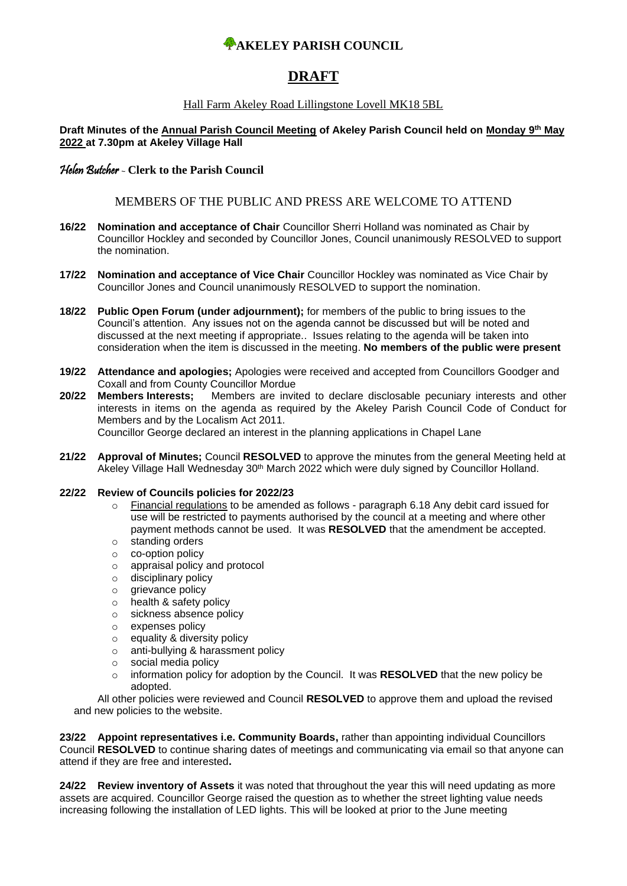# AKELEY PARISH COUNCIL

## DRAFT

Hall Farm Akeley Road Lillingstone Lovell MK18 5BL

**Draft Minutes of the Annual Parish Council Meeting of Akeley Parish Council held on Monday 9th May 2022 at 7.30pm at Akeley Village Hall**

*Helen Butcher* - **Clerk to the Parish Council**

MEMBERS OF THE PUBLIC AND PRESS ARE WELCOME TO ATTEND

**16/22 Nomination and acceptance of Chair** Councillor Sherri Holland was nominated as Chair by Councillor Hockley and seconded by Councillor Jones, Council unanimously RESOLVED to support the nomination.

**17/22 Nomination and acceptance of Vice Chair** Councillor Hockley was nominated as Vice Chair by Councillor Jones and Council unanimously RESOLVED to support the nomination.

**18/22 Public Open Forum (under adjournment);** for members of the public to bring issues to the Council's attention. Any issues not on the agenda cannot be discussed but will be noted and discussed at the next meeting if appropriate.. Issues relating to the agenda will be taken into consideration when the item is discussed in the meeting. **No members of the public were present**

**19/22 Attendance and apologies;** Apologies were received and accepted from Councillors Goodger and Coxall and from County Councillor Mordue

**20/22 Members Interests;** Members are invited to declare disclosable pecuniary interests and other interests in items on the agenda as required by the Akeley Parish Council Code of Conduct for Members and by the Localism Act 2011.
Councillor George declared an interest in the planning applications in Chapel Lane

**21/22 Approval of Minutes;** Council **RESOLVED** to approve the minutes from the general Meeting held at Akeley Village Hall Wednesday 30th March 2022 which were duly signed by Councillor Holland.

**22/22 Review of Councils policies for 2022/23**

- Financial regulations to be amended as follows - paragraph 6.18 Any debit card issued for use will be restricted to payments authorised by the council at a meeting and where other payment methods cannot be used. It was **RESOLVED** that the amendment be accepted.
- standing orders
- co-option policy
- appraisal policy and protocol
- disciplinary policy
- grievance policy
- health & safety policy
- sickness absence policy
- expenses policy
- equality & diversity policy
- anti-bullying & harassment policy
- social media policy
- information policy for adoption by the Council. It was **RESOLVED** that the new policy be adopted.

All other policies were reviewed and Council **RESOLVED** to approve them and upload the revised and new policies to the website.

**23/22 Appoint representatives i.e. Community Boards,** rather than appointing individual Councillors Council **RESOLVED** to continue sharing dates of meetings and communicating via email so that anyone can attend if they are free and interested**.**

**24/22 Review inventory of Assets** it was noted that throughout the year this will need updating as more assets are acquired. Councillor George raised the question as to whether the street lighting value needs increasing following the installation of LED lights. This will be looked at prior to the June meeting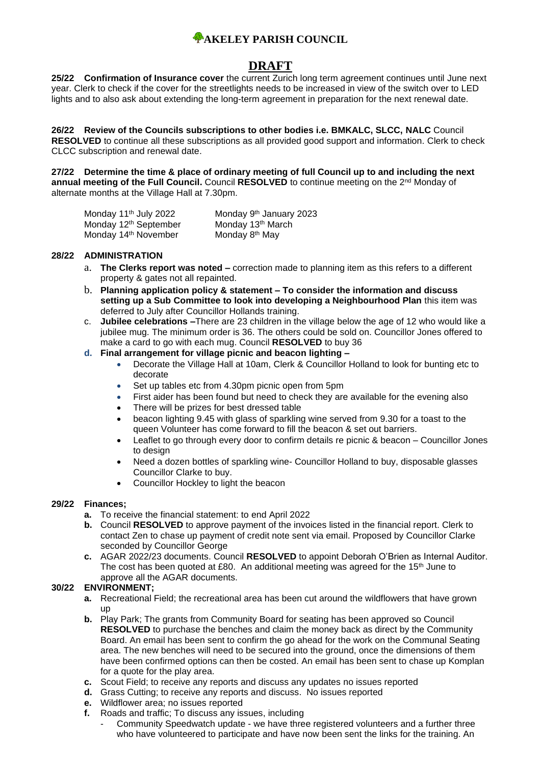# AKELEY PARISH COUNCIL

## DRAFT

**25/22 Confirmation of Insurance cover** the current Zurich long term agreement continues until June next year. Clerk to check if the cover for the streetlights needs to be increased in view of the switch over to LED lights and to also ask about extending the long-term agreement in preparation for the next renewal date.

**26/22 Review of the Councils subscriptions to other bodies i.e. BMKALC, SLCC, NALC** Council **RESOLVED** to continue all these subscriptions as all provided good support and information. Clerk to check CLCC subscription and renewal date.

**27/22 Determine the time & place of ordinary meeting of full Council up to and including the next annual meeting of the Full Council.** Council **RESOLVED** to continue meeting on the 2nd Monday of alternate months at the Village Hall at 7.30pm.

| | |
|---|---|
| Monday 11th July 2022 | Monday 9th January 2023 |
| Monday 12th September | Monday 13th March |
| Monday 14th November | Monday 8th May |

**28/22 ADMINISTRATION**

a. **The Clerks report was noted –** correction made to planning item as this refers to a different property & gates not all repainted.

b. **Planning application policy & statement – To consider the information and discuss setting up a Sub Committee to look into developing a Neighbourhood Plan** this item was deferred to July after Councillor Hollands training.

c. **Jubilee celebrations –**There are 23 children in the village below the age of 12 who would like a jubilee mug. The minimum order is 36. The others could be sold on. Councillor Jones offered to make a card to go with each mug. Council **RESOLVED** to buy 36

d. **Final arrangement for village picnic and beacon lighting –**
- Decorate the Village Hall at 10am, Clerk & Councillor Holland to look for bunting etc to decorate
- Set up tables etc from 4.30pm picnic open from 5pm
- First aider has been found but need to check they are available for the evening also
- There will be prizes for best dressed table
- beacon lighting 9.45 with glass of sparkling wine served from 9.30 for a toast to the queen Volunteer has come forward to fill the beacon & set out barriers.
- Leaflet to go through every door to confirm details re picnic & beacon – Councillor Jones to design
- Need a dozen bottles of sparkling wine- Councillor Holland to buy, disposable glasses Councillor Clarke to buy.
- Councillor Hockley to light the beacon

**29/22 Finances;**

a. To receive the financial statement: to end April 2022

b. Council **RESOLVED** to approve payment of the invoices listed in the financial report. Clerk to contact Zen to chase up payment of credit note sent via email. Proposed by Councillor Clarke seconded by Councillor George

c. AGAR 2022/23 documents. Council **RESOLVED** to appoint Deborah O'Brien as Internal Auditor. The cost has been quoted at £80. An additional meeting was agreed for the 15th June to approve all the AGAR documents.

**30/22 ENVIRONMENT;**

a. Recreational Field; the recreational area has been cut around the wildflowers that have grown up

b. Play Park; The grants from Community Board for seating has been approved so Council **RESOLVED** to purchase the benches and claim the money back as direct by the Community Board. An email has been sent to confirm the go ahead for the work on the Communal Seating area. The new benches will need to be secured into the ground, once the dimensions of them have been confirmed options can then be costed. An email has been sent to chase up Komplan for a quote for the play area.

c. Scout Field; to receive any reports and discuss any updates no issues reported

d. Grass Cutting; to receive any reports and discuss. No issues reported

e. Wildflower area; no issues reported

f. Roads and traffic; To discuss any issues, including
- Community Speedwatch update - we have three registered volunteers and a further three who have volunteered to participate and have now been sent the links for the training. An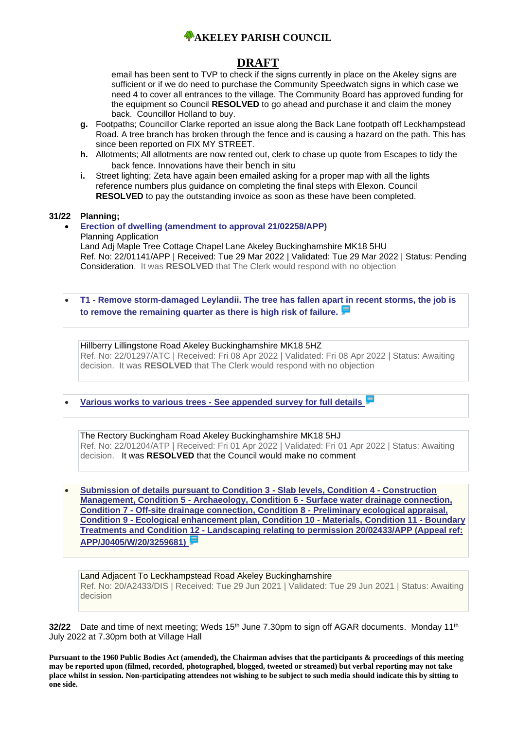email has been sent to TVP to check if the signs currently in place on the Akeley signs are sufficient or if we do need to purchase the Community Speedwatch signs in which case we need 4 to cover all entrances to the village. The Community Board has approved funding for the equipment so Council **RESOLVED** to go ahead and purchase it and claim the money back. Councillor Holland to buy.

**g.** Footpaths; Councillor Clarke reported an issue along the Back Lane footpath off Leckhampstead Road. A tree branch has broken through the fence and is causing a hazard on the path. This has since been reported on FIX MY STREET.

**h.** Allotments; All allotments are now rented out, clerk to chase up quote from Escapes to tidy the back fence. Innovations have their bench in situ

**i.** Street lighting; Zeta have again been emailed asking for a proper map with all the lights reference numbers plus guidance on completing the final steps with Elexon. Council **RESOLVED** to pay the outstanding invoice as soon as these have been completed.

**31/22 Planning;**

- **Erection of dwelling (amendment to approval 21/02258/APP)**
  Planning Application
  Land Adj Maple Tree Cottage Chapel Lane Akeley Buckinghamshire MK18 5HU
  Ref. No: 22/01141/APP | Received: Tue 29 Mar 2022 | Validated: Tue 29 Mar 2022 | Status: Pending Consideration. It was **RESOLVED** that The Clerk would respond with no objection

- **T1 - Remove storm-damaged Leylandii. The tree has fallen apart in recent storms, the job is to remove the remaining quarter as there is high risk of failure.**

  Hillberry Lillingstone Road Akeley Buckinghamshire MK18 5HZ
  Ref. No: 22/01297/ATC | Received: Fri 08 Apr 2022 | Validated: Fri 08 Apr 2022 | Status: Awaiting decision. It was **RESOLVED** that The Clerk would respond with no objection

- **Various works to various trees - See appended survey for full details**

  The Rectory Buckingham Road Akeley Buckinghamshire MK18 5HJ
  Ref. No: 22/01204/ATP | Received: Fri 01 Apr 2022 | Validated: Fri 01 Apr 2022 | Status: Awaiting decision. It was **RESOLVED** that the Council would make no comment

- **Submission of details pursuant to Condition 3 - Slab levels, Condition 4 - Construction Management, Condition 5 - Archaeology, Condition 6 - Surface water drainage connection, Condition 7 - Off-site drainage connection, Condition 8 - Preliminary ecological appraisal, Condition 9 - Ecological enhancement plan, Condition 10 - Materials, Condition 11 - Boundary Treatments and Condition 12 - Landscaping relating to permission 20/02433/APP (Appeal ref: APP/J0405/W/20/3259681)**

  Land Adjacent To Leckhampstead Road Akeley Buckinghamshire
  Ref. No: 20/A2433/DIS | Received: Tue 29 Jun 2021 | Validated: Tue 29 Jun 2021 | Status: Awaiting decision

**32/22** Date and time of next meeting; Weds 15th June 7.30pm to sign off AGAR documents. Monday 11th July 2022 at 7.30pm both at Village Hall

**Pursuant to the 1960 Public Bodies Act (amended), the Chairman advises that the participants & proceedings of this meeting may be reported upon (filmed, recorded, photographed, blogged, tweeted or streamed) but verbal reporting may not take place whilst in session. Non-participating attendees not wishing to be subject to such media should indicate this by sitting to one side.**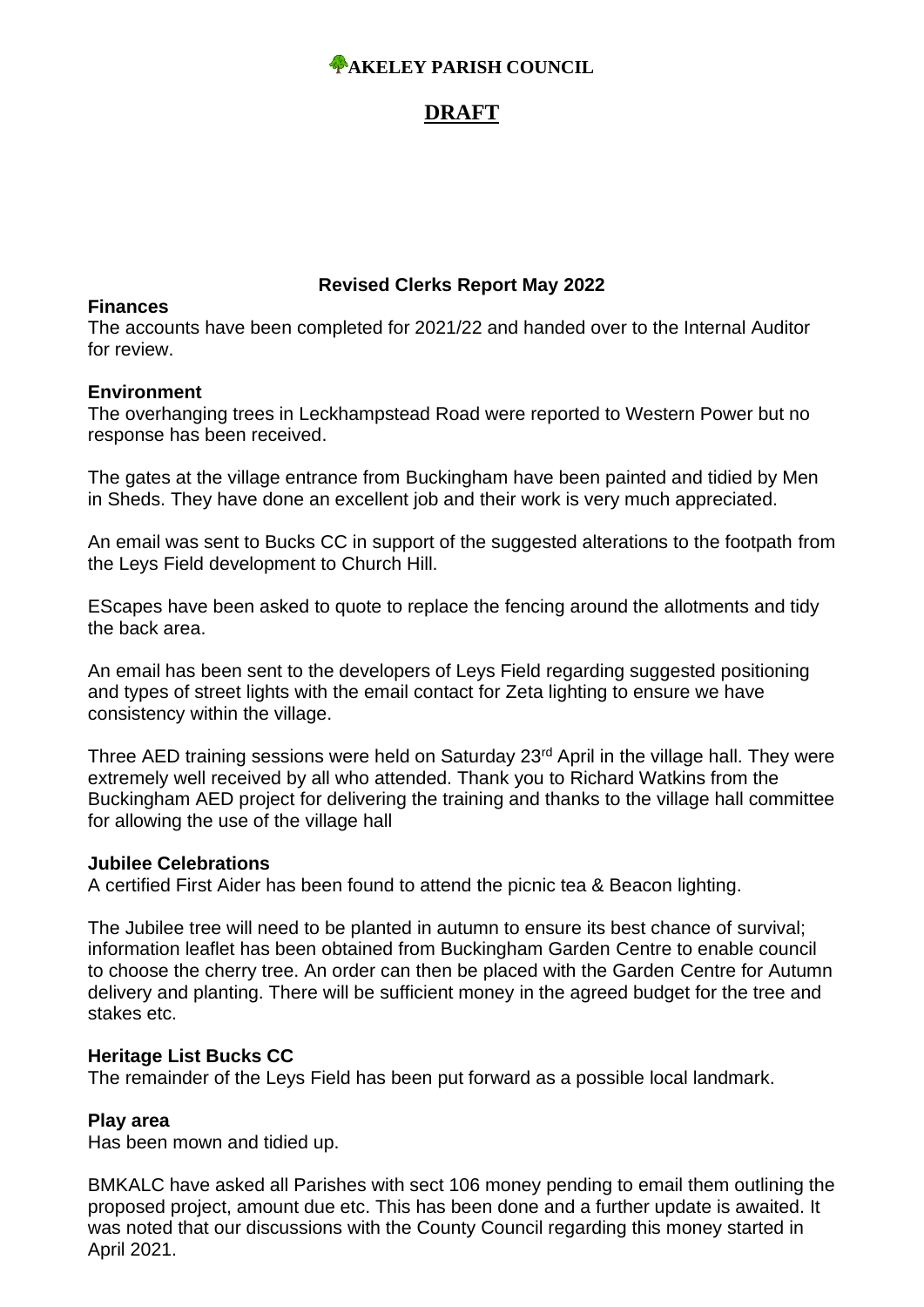**AKELEY PARISH COUNCIL**

# DRAFT

### Revised Clerks Report May 2022

**Finances**
The accounts have been completed for 2021/22 and handed over to the Internal Auditor for review.

**Environment**
The overhanging trees in Leckhampstead Road were reported to Western Power but no response has been received.

The gates at the village entrance from Buckingham have been painted and tidied by Men in Sheds. They have done an excellent job and their work is very much appreciated.

An email was sent to Bucks CC in support of the suggested alterations to the footpath from the Leys Field development to Church Hill.

EScapes have been asked to quote to replace the fencing around the allotments and tidy the back area.

An email has been sent to the developers of Leys Field regarding suggested positioning and types of street lights with the email contact for Zeta lighting to ensure we have consistency within the village.

Three AED training sessions were held on Saturday 23rd April in the village hall. They were extremely well received by all who attended. Thank you to Richard Watkins from the Buckingham AED project for delivering the training and thanks to the village hall committee for allowing the use of the village hall

**Jubilee Celebrations**
A certified First Aider has been found to attend the picnic tea & Beacon lighting.

The Jubilee tree will need to be planted in autumn to ensure its best chance of survival; information leaflet has been obtained from Buckingham Garden Centre to enable council to choose the cherry tree. An order can then be placed with the Garden Centre for Autumn delivery and planting. There will be sufficient money in the agreed budget for the tree and stakes etc.

**Heritage List Bucks CC**
The remainder of the Leys Field has been put forward as a possible local landmark.

**Play area**
Has been mown and tidied up.

BMKALC have asked all Parishes with sect 106 money pending to email them outlining the proposed project, amount due etc. This has been done and a further update is awaited. It was noted that our discussions with the County Council regarding this money started in April 2021.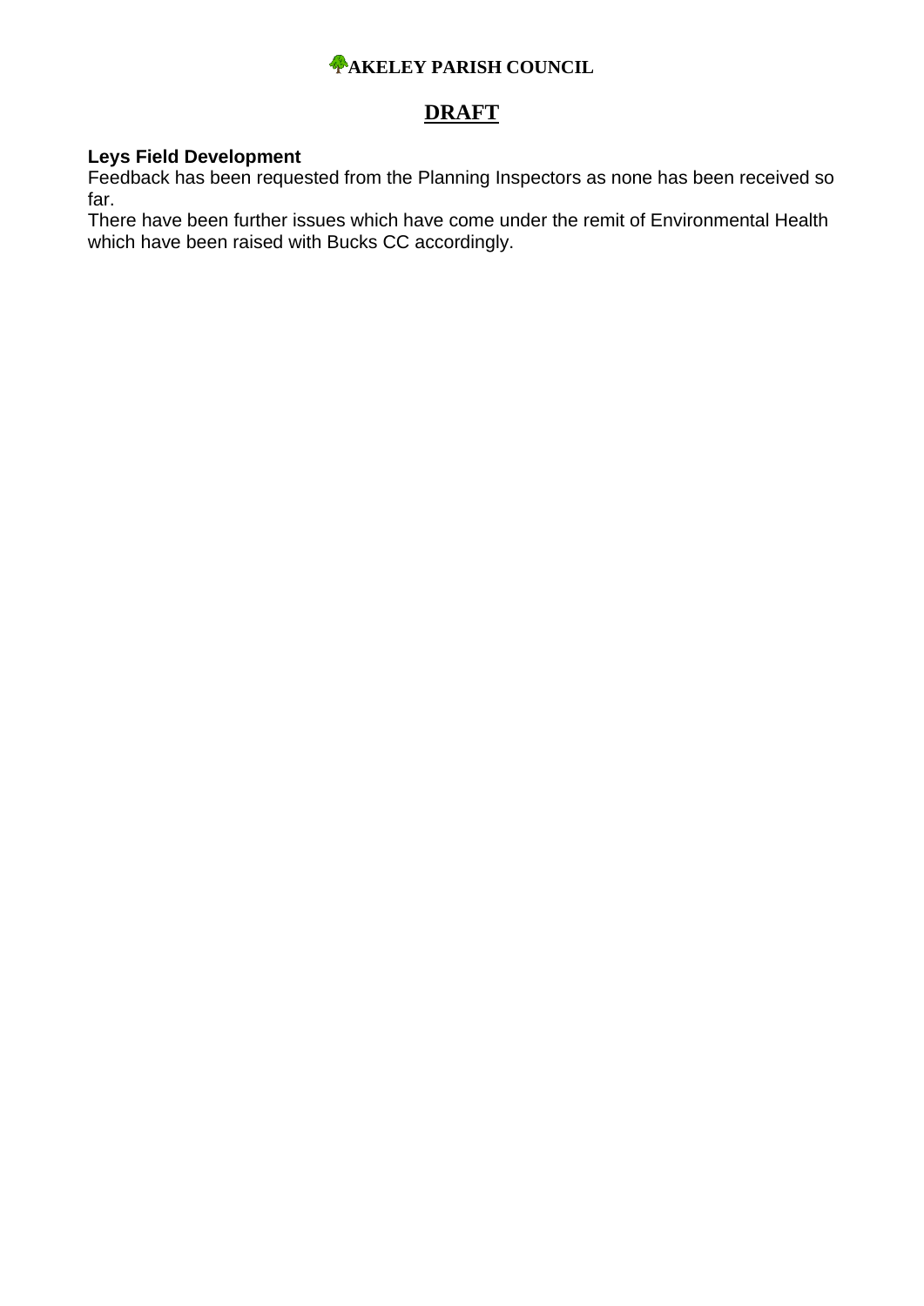**AKELEY PARISH COUNCIL**

## DRAFT

**Leys Field Development**

Feedback has been requested from the Planning Inspectors as none has been received so far.

There have been further issues which have come under the remit of Environmental Health which have been raised with Bucks CC accordingly.